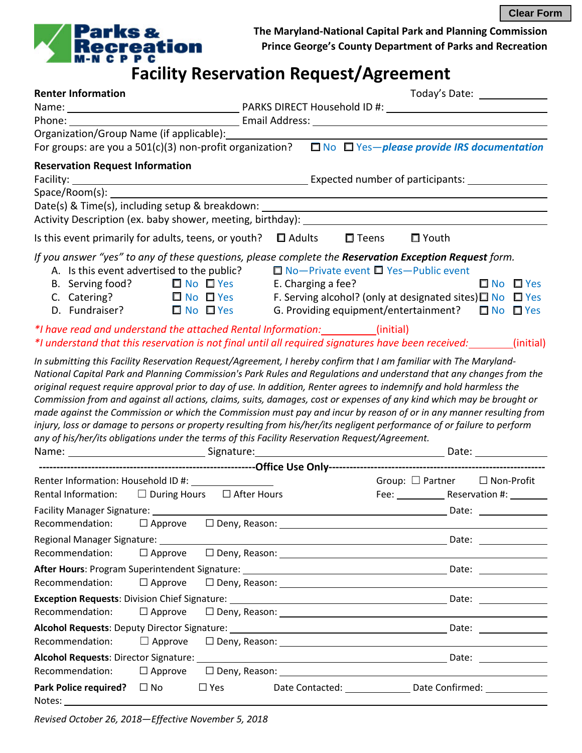Clear Form

**Parks & Recreation**
**M-NCPPC**

**The Maryland-National Capital Park and Planning Commission**
**Prince George's County Department of Parks and Recreation**

# Facility Reservation Request/Agreement

**Renter Information** Today's Date: ____________

Name: ______________________ PARKS DIRECT Household ID #: ______________________

Phone: ______________________ Email Address: ______________________

Organization/Group Name (if applicable): ______________________

For groups: are you a 501(c)(3) non-profit organization? ☐ No ☐ Yes—*please provide IRS documentation*

**Reservation Request Information**

Facility: ______________________ Expected number of participants: ____________

Space/Room(s): ______________________

Date(s) & Time(s), including setup & breakdown: ______________________

Activity Description (ex. baby shower, meeting, birthday): ______________________

Is this event primarily for adults, teens, or youth? ☐ Adults ☐ Teens ☐ Youth

*If you answer "yes" to any of these questions, please complete the* ***Reservation Exception Request*** *form.*

A. Is this event advertised to the public? ☐ No—Private event ☐ Yes—Public event
B. Serving food? ☐ No ☐ Yes
C. Catering? ☐ No ☐ Yes
D. Fundraiser? ☐ No ☐ Yes
E. Charging a fee? ☐ No ☐ Yes
F. Serving alcohol? (only at designated sites) ☐ No ☐ Yes
G. Providing equipment/entertainment? ☐ No ☐ Yes

*\*I have read and understand the attached Rental Information:__________(initial)*
*\*I understand that this reservation is not final until all required signatures have been received:________(initial)*

*In submitting this Facility Reservation Request/Agreement, I hereby confirm that I am familiar with The Maryland-National Capital Park and Planning Commission's Park Rules and Regulations and understand that any changes from the original request require approval prior to day of use. In addition, Renter agrees to indemnify and hold harmless the Commission from and against all actions, claims, suits, damages, cost or expenses of any kind which may be brought or made against the Commission or which the Commission must pay and incur by reason of or in any manner resulting from injury, loss or damage to persons or property resulting from his/her/its negligent performance of or failure to perform any of his/her/its obligations under the terms of this Facility Reservation Request/Agreement.*

Name: ______________________ Signature: ______________________ Date: ____________

---

**Office Use Only**

Renter Information: Household ID #: ____________ Group: ☐ Partner ☐ Non-Profit

Rental Information: ☐ During Hours ☐ After Hours Fee: ________ Reservation #: ________

Facility Manager Signature: ______________________ Date: ____________
Recommendation: ☐ Approve ☐ Deny, Reason: ______________________

Regional Manager Signature: ______________________ Date: ____________
Recommendation: ☐ Approve ☐ Deny, Reason: ______________________

**After Hours**: Program Superintendent Signature: ______________________ Date: ____________
Recommendation: ☐ Approve ☐ Deny, Reason: ______________________

**Exception Requests**: Division Chief Signature: ______________________ Date: ____________
Recommendation: ☐ Approve ☐ Deny, Reason: ______________________

**Alcohol Requests**: Deputy Director Signature: ______________________ Date: ____________
Recommendation: ☐ Approve ☐ Deny, Reason: ______________________

**Alcohol Requests**: Director Signature: ______________________ Date: ____________
Recommendation: ☐ Approve ☐ Deny, Reason: ______________________

**Park Police required?** ☐ No ☐ Yes Date Contacted: ____________ Date Confirmed: ____________

Notes: ______________________

*Revised October 26, 2018—Effective November 5, 2018*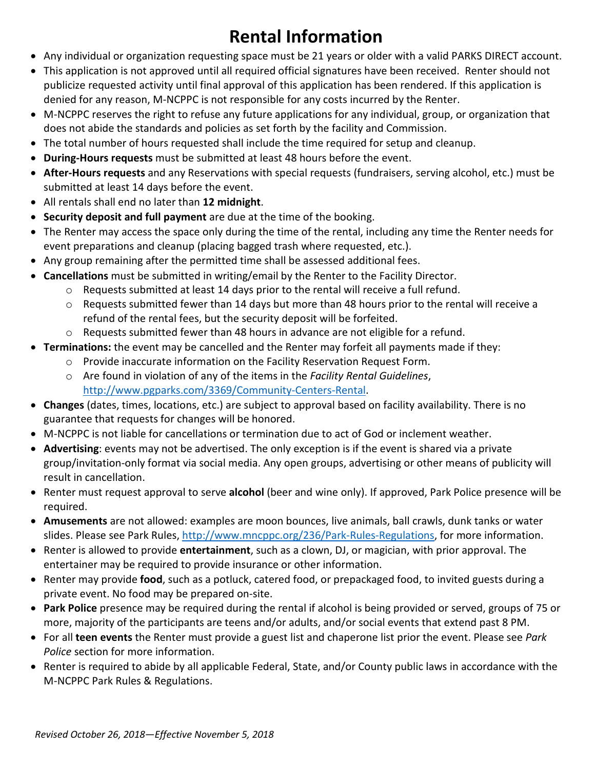# Rental Information

- Any individual or organization requesting space must be 21 years or older with a valid PARKS DIRECT account.
- This application is not approved until all required official signatures have been received. Renter should not publicize requested activity until final approval of this application has been rendered. If this application is denied for any reason, M-NCPPC is not responsible for any costs incurred by the Renter.
- M-NCPPC reserves the right to refuse any future applications for any individual, group, or organization that does not abide the standards and policies as set forth by the facility and Commission.
- The total number of hours requested shall include the time required for setup and cleanup.
- **During-Hours requests** must be submitted at least 48 hours before the event.
- **After-Hours requests** and any Reservations with special requests (fundraisers, serving alcohol, etc.) must be submitted at least 14 days before the event.
- All rentals shall end no later than **12 midnight**.
- **Security deposit and full payment** are due at the time of the booking.
- The Renter may access the space only during the time of the rental, including any time the Renter needs for event preparations and cleanup (placing bagged trash where requested, etc.).
- Any group remaining after the permitted time shall be assessed additional fees.
- **Cancellations** must be submitted in writing/email by the Renter to the Facility Director.
  - Requests submitted at least 14 days prior to the rental will receive a full refund.
  - Requests submitted fewer than 14 days but more than 48 hours prior to the rental will receive a refund of the rental fees, but the security deposit will be forfeited.
  - Requests submitted fewer than 48 hours in advance are not eligible for a refund.
- **Terminations:** the event may be cancelled and the Renter may forfeit all payments made if they:
  - Provide inaccurate information on the Facility Reservation Request Form.
  - Are found in violation of any of the items in the *Facility Rental Guidelines*, http://www.pgparks.com/3369/Community-Centers-Rental.
- **Changes** (dates, times, locations, etc.) are subject to approval based on facility availability. There is no guarantee that requests for changes will be honored.
- M-NCPPC is not liable for cancellations or termination due to act of God or inclement weather.
- **Advertising**: events may not be advertised. The only exception is if the event is shared via a private group/invitation-only format via social media. Any open groups, advertising or other means of publicity will result in cancellation.
- Renter must request approval to serve **alcohol** (beer and wine only). If approved, Park Police presence will be required.
- **Amusements** are not allowed: examples are moon bounces, live animals, ball crawls, dunk tanks or water slides. Please see Park Rules, http://www.mncppc.org/236/Park-Rules-Regulations, for more information.
- Renter is allowed to provide **entertainment**, such as a clown, DJ, or magician, with prior approval. The entertainer may be required to provide insurance or other information.
- Renter may provide **food**, such as a potluck, catered food, or prepackaged food, to invited guests during a private event. No food may be prepared on-site.
- **Park Police** presence may be required during the rental if alcohol is being provided or served, groups of 75 or more, majority of the participants are teens and/or adults, and/or social events that extend past 8 PM.
- For all **teen events** the Renter must provide a guest list and chaperone list prior the event. Please see *Park Police* section for more information.
- Renter is required to abide by all applicable Federal, State, and/or County public laws in accordance with the M-NCPPC Park Rules & Regulations.

*Revised October 26, 2018—Effective November 5, 2018*